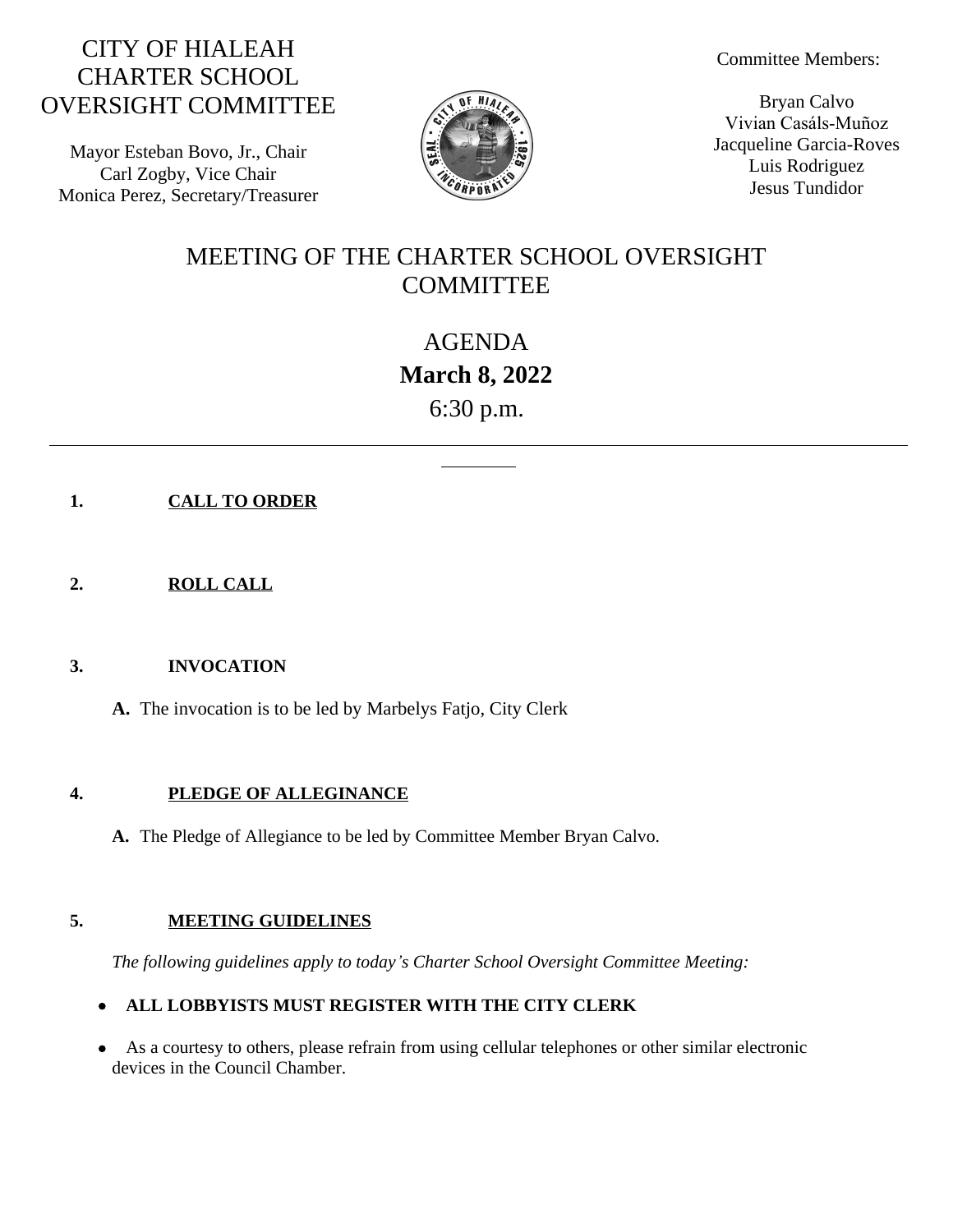# CITY OF HIALEAH CHARTER SCHOOL OVERSIGHT COMMITTEE

Mayor Esteban Bovo, Jr., Chair
Carl Zogby, Vice Chair
Monica Perez, Secretary/Treasurer

Committee Members:

Bryan Calvo
Vivian Casáls-Muñoz
Jacqueline Garcia-Roves
Luis Rodriguez
Jesus Tundidor

## MEETING OF THE CHARTER SCHOOL OVERSIGHT COMMITTEE

## AGENDA
**March 8, 2022**
6:30 p.m.

---

**1. CALL TO ORDER**

**2. ROLL CALL**

**3. INVOCATION**

**A.** The invocation is to be led by Marbelys Fatjo, City Clerk

**4. PLEDGE OF ALLEGINANCE**

**A.** The Pledge of Allegiance to be led by Committee Member Bryan Calvo.

**5. MEETING GUIDELINES**

*The following guidelines apply to today's Charter School Oversight Committee Meeting:*

- **ALL LOBBYISTS MUST REGISTER WITH THE CITY CLERK**
- As a courtesy to others, please refrain from using cellular telephones or other similar electronic devices in the Council Chamber.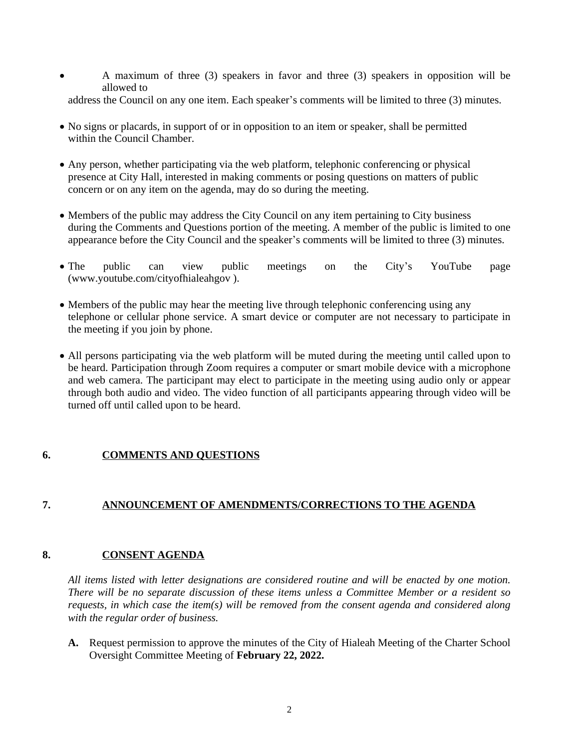- A maximum of three (3) speakers in favor and three (3) speakers in opposition will be allowed to address the Council on any one item. Each speaker's comments will be limited to three (3) minutes.

- No signs or placards, in support of or in opposition to an item or speaker, shall be permitted within the Council Chamber.

- Any person, whether participating via the web platform, telephonic conferencing or physical presence at City Hall, interested in making comments or posing questions on matters of public concern or on any item on the agenda, may do so during the meeting.

- Members of the public may address the City Council on any item pertaining to City business during the Comments and Questions portion of the meeting. A member of the public is limited to one appearance before the City Council and the speaker's comments will be limited to three (3) minutes.

- The public can view public meetings on the City's YouTube page (www.youtube.com/cityofhialeahgov ).

- Members of the public may hear the meeting live through telephonic conferencing using any telephone or cellular phone service. A smart device or computer are not necessary to participate in the meeting if you join by phone.

- All persons participating via the web platform will be muted during the meeting until called upon to be heard. Participation through Zoom requires a computer or smart mobile device with a microphone and web camera. The participant may elect to participate in the meeting using audio only or appear through both audio and video. The video function of all participants appearing through video will be turned off until called upon to be heard.

## 6. COMMENTS AND QUESTIONS

## 7. ANNOUNCEMENT OF AMENDMENTS/CORRECTIONS TO THE AGENDA

## 8. CONSENT AGENDA

*All items listed with letter designations are considered routine and will be enacted by one motion. There will be no separate discussion of these items unless a Committee Member or a resident so requests, in which case the item(s) will be removed from the consent agenda and considered along with the regular order of business.*

**A.** Request permission to approve the minutes of the City of Hialeah Meeting of the Charter School Oversight Committee Meeting of **February 22, 2022.**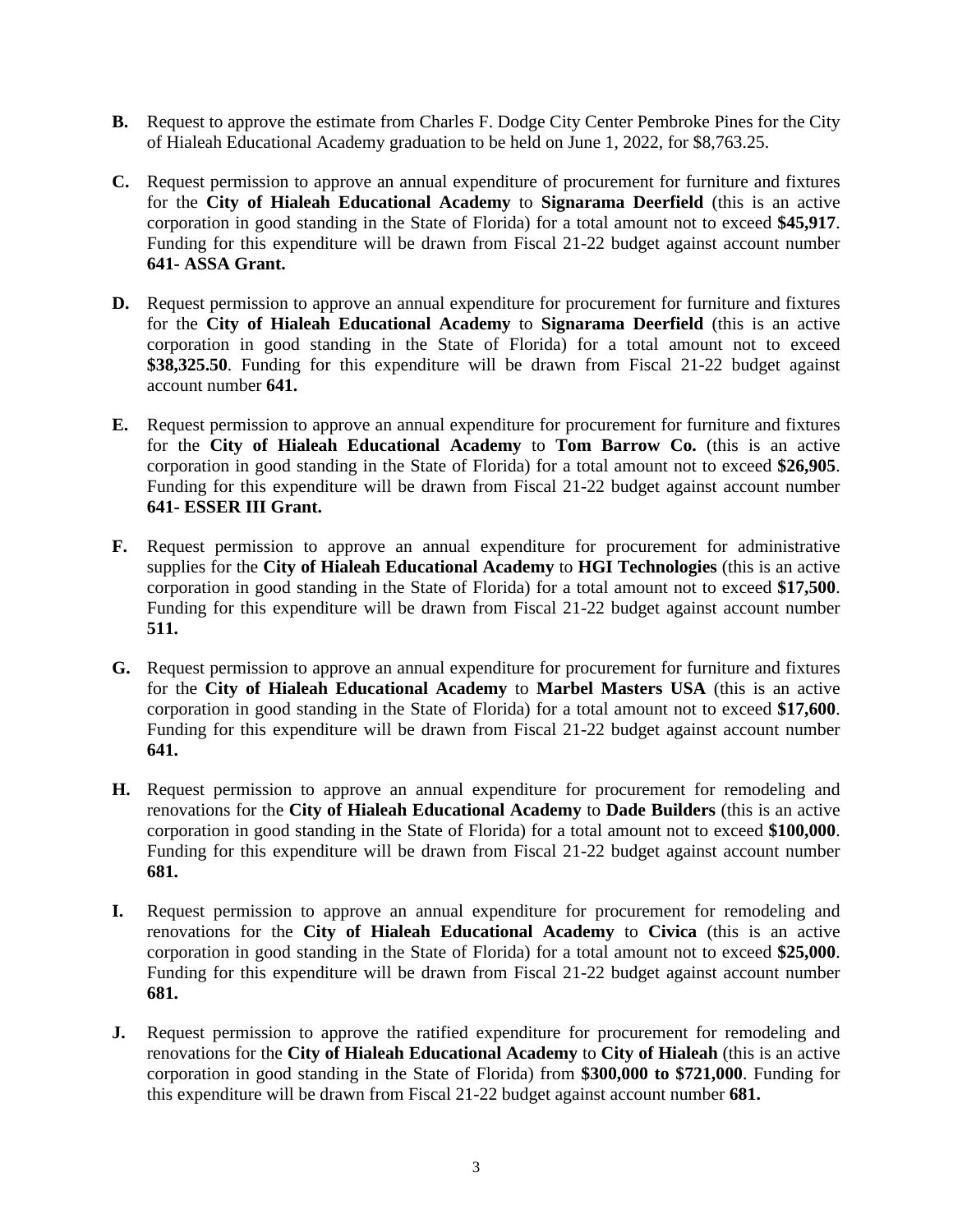**B.** Request to approve the estimate from Charles F. Dodge City Center Pembroke Pines for the City of Hialeah Educational Academy graduation to be held on June 1, 2022, for $8,763.25.

**C.** Request permission to approve an annual expenditure of procurement for furniture and fixtures for the **City of Hialeah Educational Academy** to **Signarama Deerfield** (this is an active corporation in good standing in the State of Florida) for a total amount not to exceed **$45,917**. Funding for this expenditure will be drawn from Fiscal 21-22 budget against account number **641- ASSA Grant.**

**D.** Request permission to approve an annual expenditure for procurement for furniture and fixtures for the **City of Hialeah Educational Academy** to **Signarama Deerfield** (this is an active corporation in good standing in the State of Florida) for a total amount not to exceed **$38,325.50**. Funding for this expenditure will be drawn from Fiscal 21-22 budget against account number **641.**

**E.** Request permission to approve an annual expenditure for procurement for furniture and fixtures for the **City of Hialeah Educational Academy** to **Tom Barrow Co.** (this is an active corporation in good standing in the State of Florida) for a total amount not to exceed **$26,905**. Funding for this expenditure will be drawn from Fiscal 21-22 budget against account number **641- ESSER III Grant.**

**F.** Request permission to approve an annual expenditure for procurement for administrative supplies for the **City of Hialeah Educational Academy** to **HGI Technologies** (this is an active corporation in good standing in the State of Florida) for a total amount not to exceed **$17,500**. Funding for this expenditure will be drawn from Fiscal 21-22 budget against account number **511.**

**G.** Request permission to approve an annual expenditure for procurement for furniture and fixtures for the **City of Hialeah Educational Academy** to **Marbel Masters USA** (this is an active corporation in good standing in the State of Florida) for a total amount not to exceed **$17,600**. Funding for this expenditure will be drawn from Fiscal 21-22 budget against account number **641.**

**H.** Request permission to approve an annual expenditure for procurement for remodeling and renovations for the **City of Hialeah Educational Academy** to **Dade Builders** (this is an active corporation in good standing in the State of Florida) for a total amount not to exceed **$100,000**. Funding for this expenditure will be drawn from Fiscal 21-22 budget against account number **681.**

**I.** Request permission to approve an annual expenditure for procurement for remodeling and renovations for the **City of Hialeah Educational Academy** to **Civica** (this is an active corporation in good standing in the State of Florida) for a total amount not to exceed **$25,000**. Funding for this expenditure will be drawn from Fiscal 21-22 budget against account number **681.**

**J.** Request permission to approve the ratified expenditure for procurement for remodeling and renovations for the **City of Hialeah Educational Academy** to **City of Hialeah** (this is an active corporation in good standing in the State of Florida) from **$300,000 to $721,000**. Funding for this expenditure will be drawn from Fiscal 21-22 budget against account number **681.**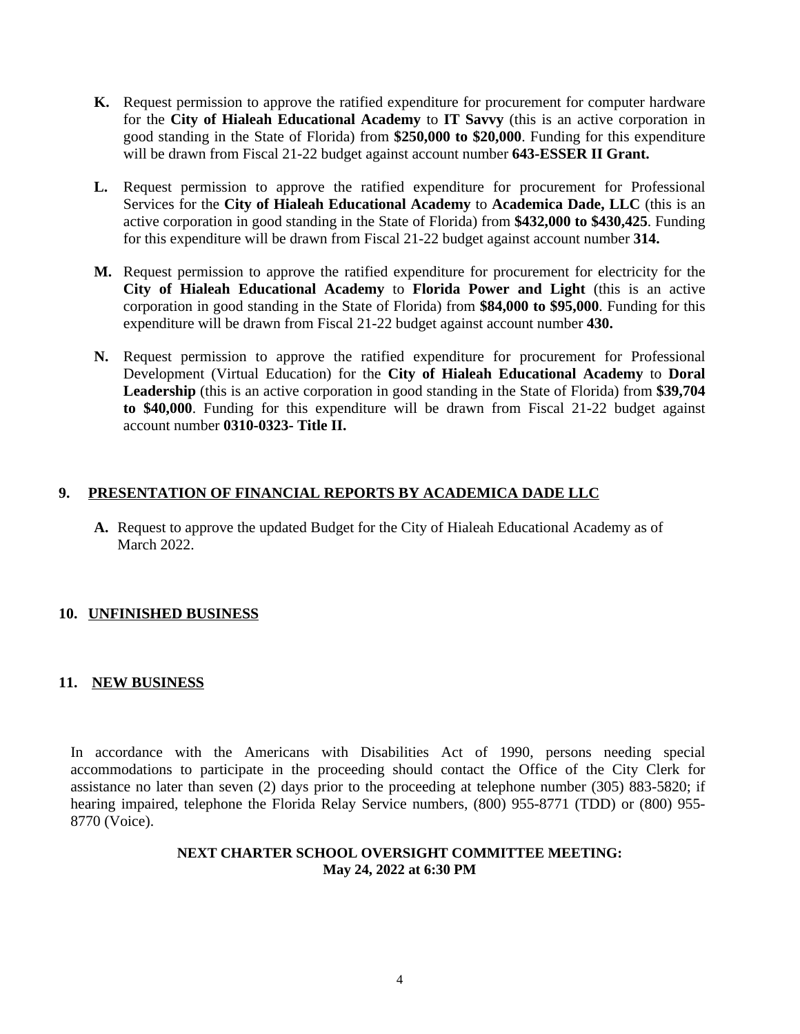**K.** Request permission to approve the ratified expenditure for procurement for computer hardware for the **City of Hialeah Educational Academy** to **IT Savvy** (this is an active corporation in good standing in the State of Florida) from **$250,000 to $20,000**. Funding for this expenditure will be drawn from Fiscal 21-22 budget against account number **643-ESSER II Grant.**

**L.** Request permission to approve the ratified expenditure for procurement for Professional Services for the **City of Hialeah Educational Academy** to **Academica Dade, LLC** (this is an active corporation in good standing in the State of Florida) from **$432,000 to $430,425**. Funding for this expenditure will be drawn from Fiscal 21-22 budget against account number **314.**

**M.** Request permission to approve the ratified expenditure for procurement for electricity for the **City of Hialeah Educational Academy** to **Florida Power and Light** (this is an active corporation in good standing in the State of Florida) from **$84,000 to $95,000**. Funding for this expenditure will be drawn from Fiscal 21-22 budget against account number **430.**

**N.** Request permission to approve the ratified expenditure for procurement for Professional Development (Virtual Education) for the **City of Hialeah Educational Academy** to **Doral Leadership** (this is an active corporation in good standing in the State of Florida) from **$39,704 to $40,000**. Funding for this expenditure will be drawn from Fiscal 21-22 budget against account number **0310-0323- Title II.**

## 9. PRESENTATION OF FINANCIAL REPORTS BY ACADEMICA DADE LLC

**A.** Request to approve the updated Budget for the City of Hialeah Educational Academy as of March 2022.

## 10. UNFINISHED BUSINESS

## 11. NEW BUSINESS

In accordance with the Americans with Disabilities Act of 1990, persons needing special accommodations to participate in the proceeding should contact the Office of the City Clerk for assistance no later than seven (2) days prior to the proceeding at telephone number (305) 883-5820; if hearing impaired, telephone the Florida Relay Service numbers, (800) 955-8771 (TDD) or (800) 955-8770 (Voice).

**NEXT CHARTER SCHOOL OVERSIGHT COMMITTEE MEETING:**
**May 24, 2022 at 6:30 PM**